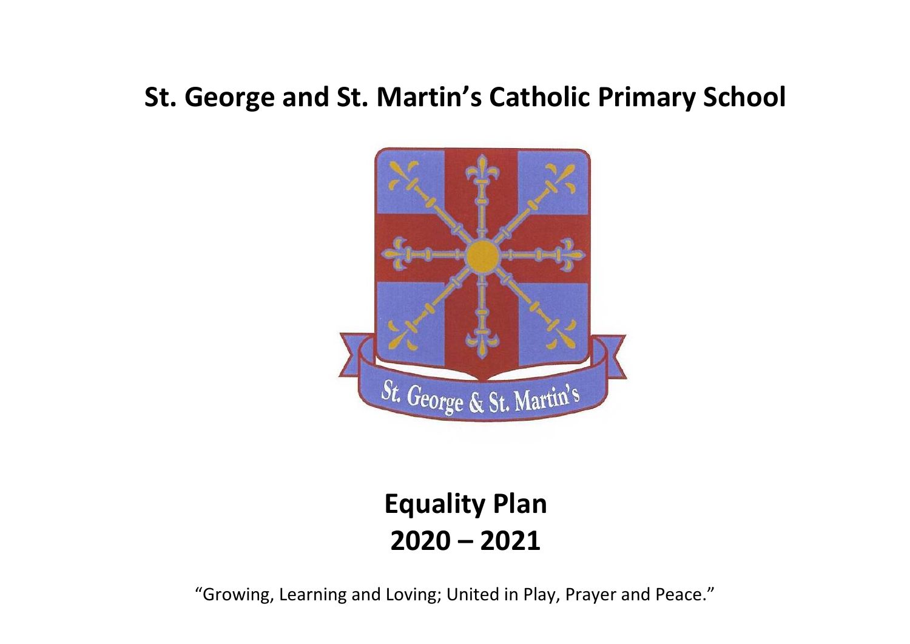# St. George and St. Martin's Catholic Primary School

# Equality Plan
# 2020 – 2021

"Growing, Learning and Loving; United in Play, Prayer and Peace."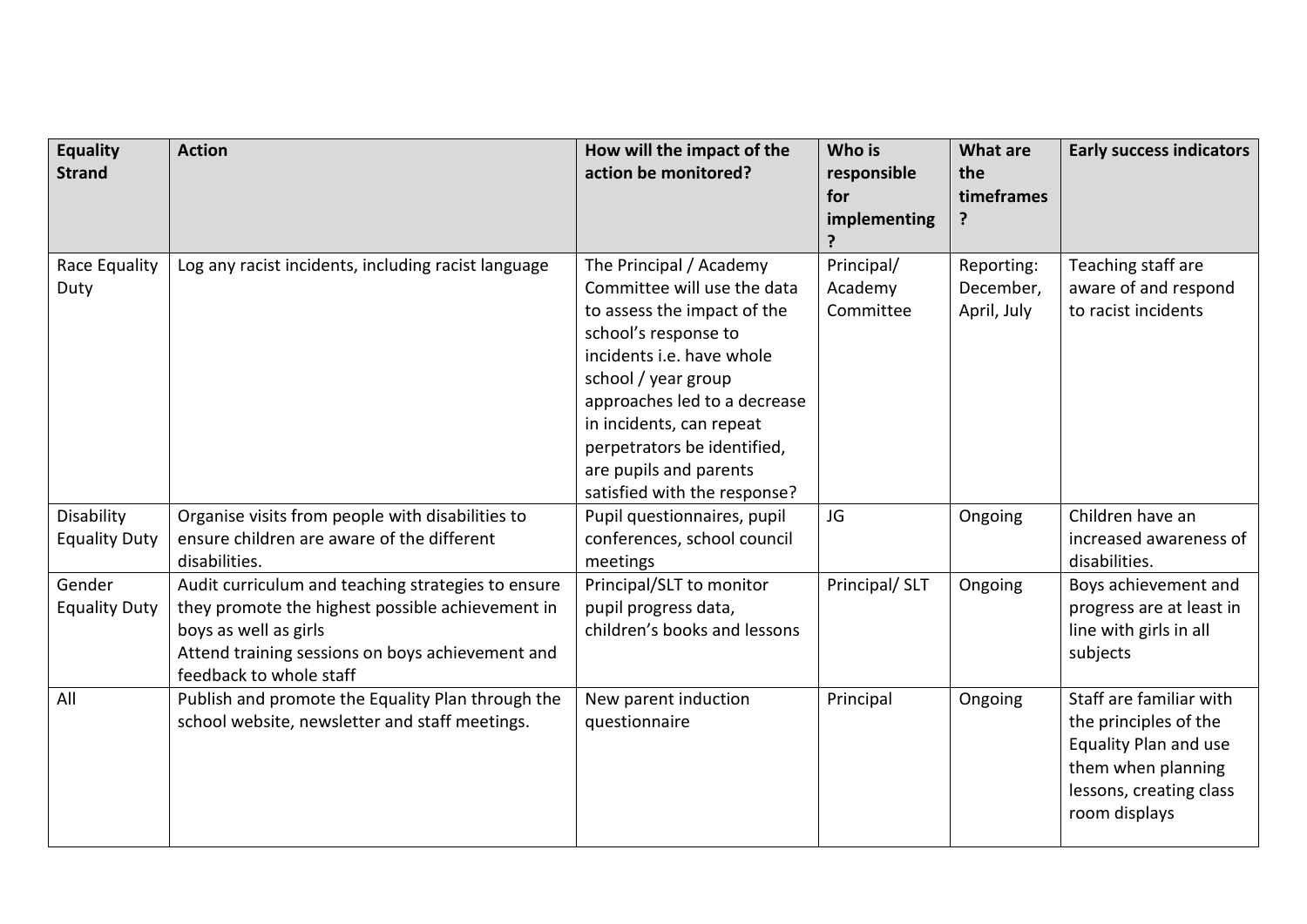| Equality Strand | Action | How will the impact of the action be monitored? | Who is responsible for implementing? | What are the timeframes? | Early success indicators |
|---|---|---|---|---|---|
| Race Equality Duty | Log any racist incidents, including racist language | The Principal / Academy Committee will use the data to assess the impact of the school's response to incidents i.e. have whole school / year group approaches led to a decrease in incidents, can repeat perpetrators be identified, are pupils and parents satisfied with the response? | Principal/ Academy Committee | Reporting: December, April, July | Teaching staff are aware of and respond to racist incidents |
| Disability Equality Duty | Organise visits from people with disabilities to ensure children are aware of the different disabilities. | Pupil questionnaires, pupil conferences, school council meetings | JG | Ongoing | Children have an increased awareness of disabilities. |
| Gender Equality Duty | Audit curriculum and teaching strategies to ensure they promote the highest possible achievement in boys as well as girls<br>Attend training sessions on boys achievement and feedback to whole staff | Principal/SLT to monitor pupil progress data, children's books and lessons | Principal/ SLT | Ongoing | Boys achievement and progress are at least in line with girls in all subjects |
| All | Publish and promote the Equality Plan through the school website, newsletter and staff meetings. | New parent induction questionnaire | Principal | Ongoing | Staff are familiar with the principles of the Equality Plan and use them when planning lessons, creating class room displays |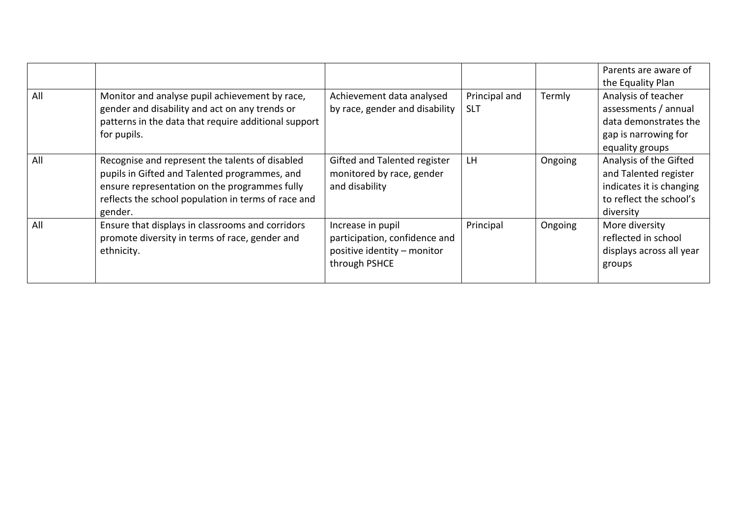| | | | | | |
|---|---|---|---|---|---|
| | | | | | Parents are aware of the Equality Plan |
| All | Monitor and analyse pupil achievement by race, gender and disability and act on any trends or patterns in the data that require additional support for pupils. | Achievement data analysed by race, gender and disability | Principal and SLT | Termly | Analysis of teacher assessments / annual data demonstrates the gap is narrowing for equality groups |
| All | Recognise and represent the talents of disabled pupils in Gifted and Talented programmes, and ensure representation on the programmes fully reflects the school population in terms of race and gender. | Gifted and Talented register monitored by race, gender and disability | LH | Ongoing | Analysis of the Gifted and Talented register indicates it is changing to reflect the school's diversity |
| All | Ensure that displays in classrooms and corridors promote diversity in terms of race, gender and ethnicity. | Increase in pupil participation, confidence and positive identity – monitor through PSHCE | Principal | Ongoing | More diversity reflected in school displays across all year groups |